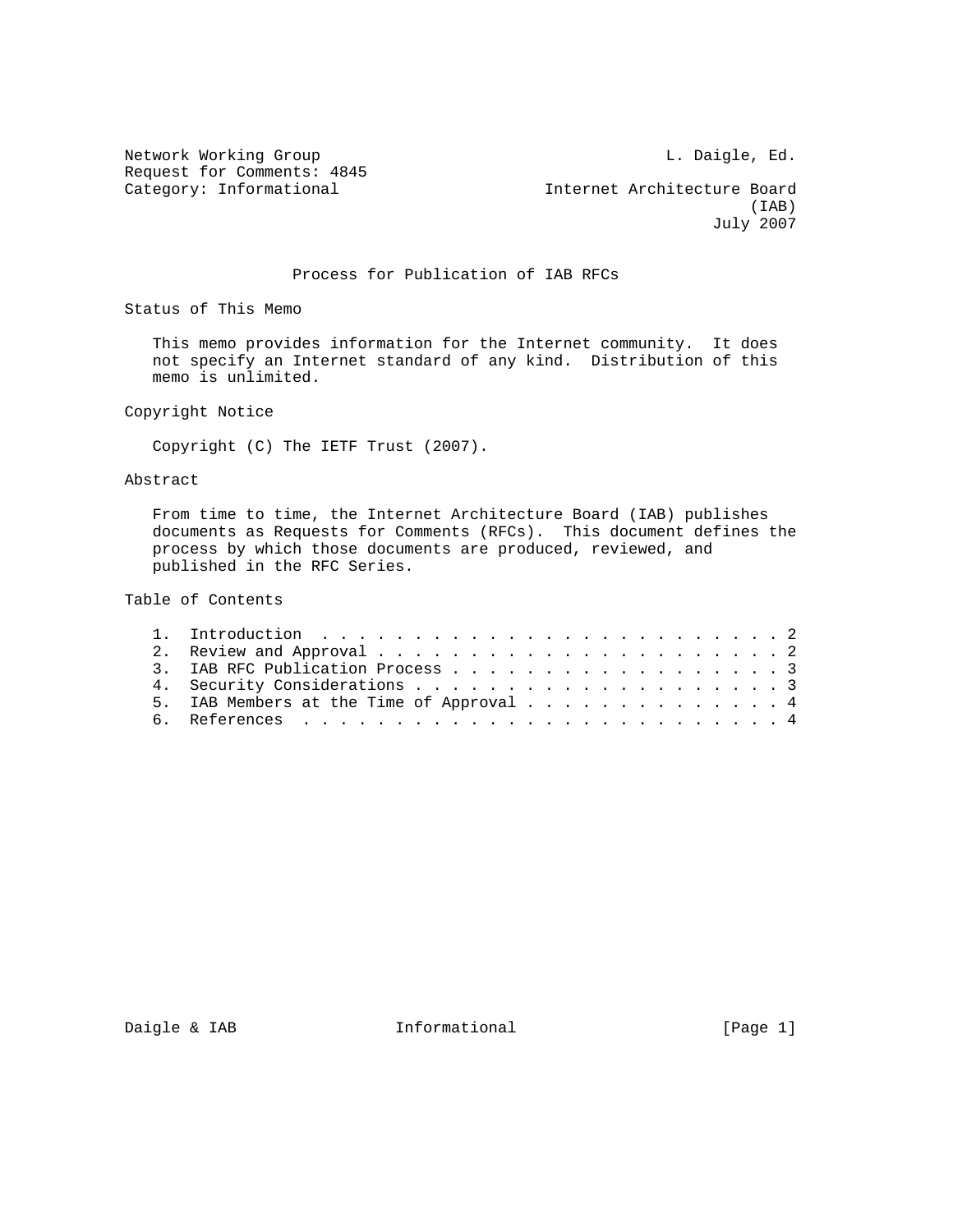Network Working Group L. Daigle, Ed.
Request for Comments: 4845
Category: Informational Internet Architecture Board (IAB)
July 2007

# Process for Publication of IAB RFCs

## Status of This Memo

This memo provides information for the Internet community. It does not specify an Internet standard of any kind. Distribution of this memo is unlimited.

## Copyright Notice

Copyright (C) The IETF Trust (2007).

## Abstract

From time to time, the Internet Architecture Board (IAB) publishes documents as Requests for Comments (RFCs). This document defines the process by which those documents are produced, reviewed, and published in the RFC Series.

## Table of Contents

1. Introduction . . . . . . . . . . . . . . . . . . . . . . . . . 2
2. Review and Approval . . . . . . . . . . . . . . . . . . . . . 2
3. IAB RFC Publication Process . . . . . . . . . . . . . . . . . 3
4. Security Considerations . . . . . . . . . . . . . . . . . . . 3
5. IAB Members at the Time of Approval . . . . . . . . . . . . . 4
6. References . . . . . . . . . . . . . . . . . . . . . . . . . 4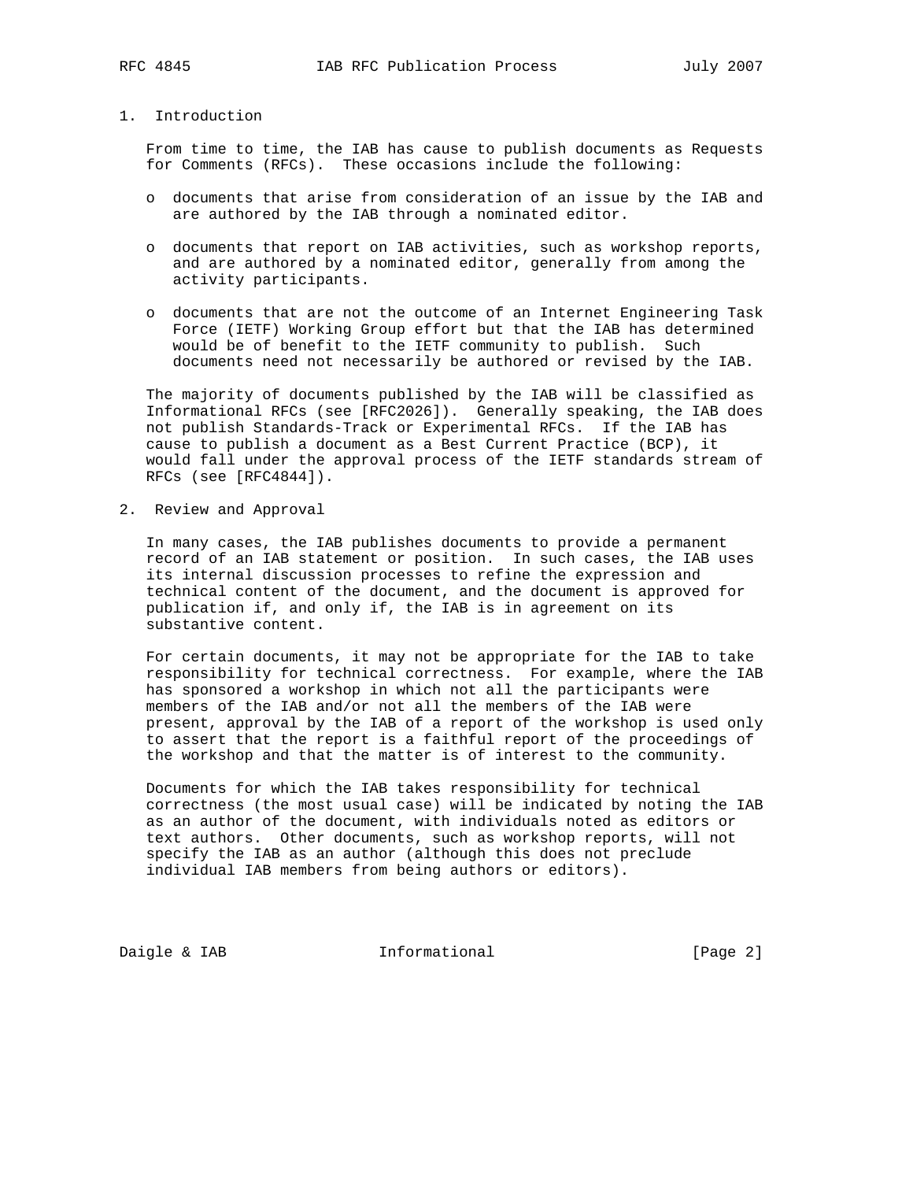## 1. Introduction

From time to time, the IAB has cause to publish documents as Requests for Comments (RFCs). These occasions include the following:

- documents that arise from consideration of an issue by the IAB and are authored by the IAB through a nominated editor.
- documents that report on IAB activities, such as workshop reports, and are authored by a nominated editor, generally from among the activity participants.
- documents that are not the outcome of an Internet Engineering Task Force (IETF) Working Group effort but that the IAB has determined would be of benefit to the IETF community to publish. Such documents need not necessarily be authored or revised by the IAB.

The majority of documents published by the IAB will be classified as Informational RFCs (see [RFC2026]). Generally speaking, the IAB does not publish Standards-Track or Experimental RFCs. If the IAB has cause to publish a document as a Best Current Practice (BCP), it would fall under the approval process of the IETF standards stream of RFCs (see [RFC4844]).

## 2. Review and Approval

In many cases, the IAB publishes documents to provide a permanent record of an IAB statement or position. In such cases, the IAB uses its internal discussion processes to refine the expression and technical content of the document, and the document is approved for publication if, and only if, the IAB is in agreement on its substantive content.

For certain documents, it may not be appropriate for the IAB to take responsibility for technical correctness. For example, where the IAB has sponsored a workshop in which not all the participants were members of the IAB and/or not all the members of the IAB were present, approval by the IAB of a report of the workshop is used only to assert that the report is a faithful report of the proceedings of the workshop and that the matter is of interest to the community.

Documents for which the IAB takes responsibility for technical correctness (the most usual case) will be indicated by noting the IAB as an author of the document, with individuals noted as editors or text authors. Other documents, such as workshop reports, will not specify the IAB as an author (although this does not preclude individual IAB members from being authors or editors).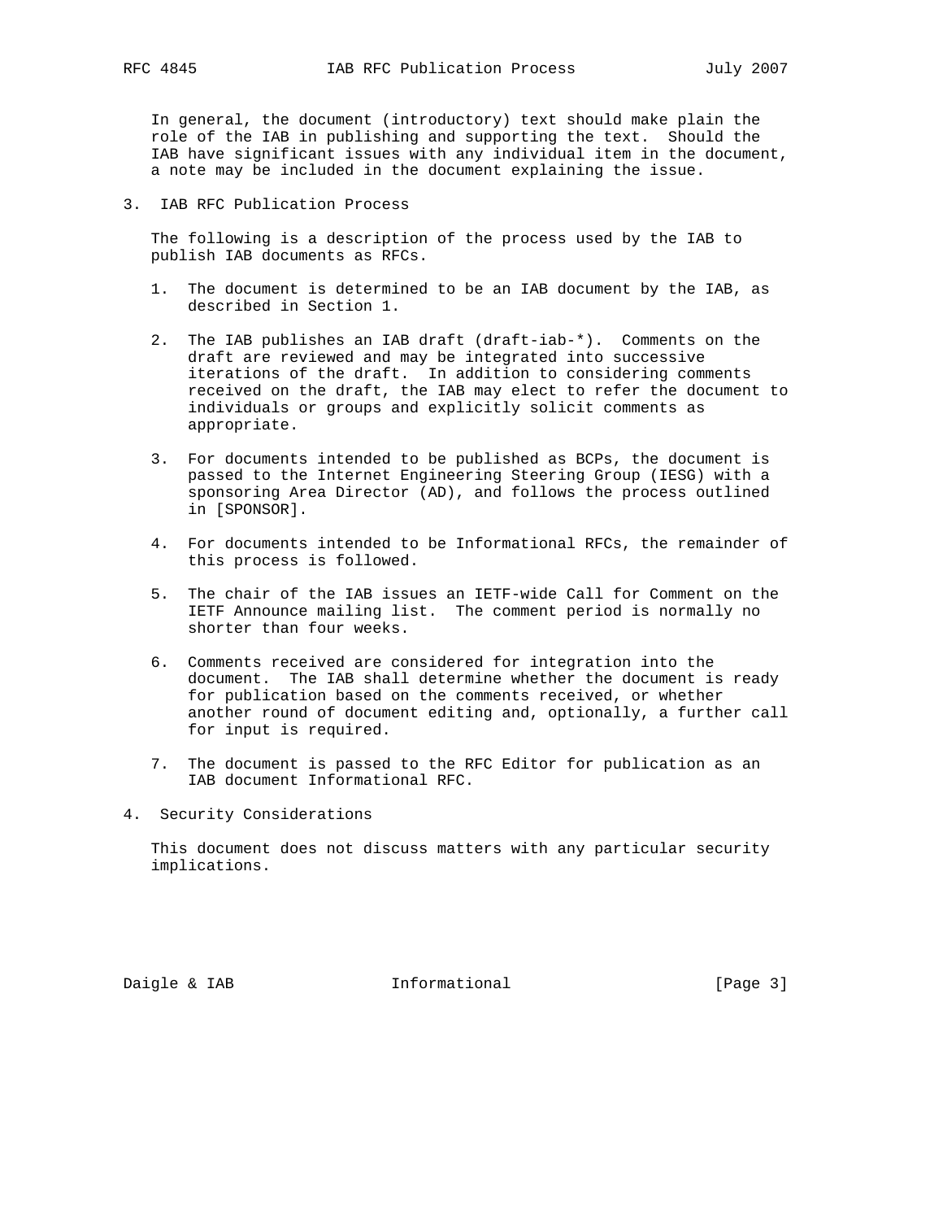In general, the document (introductory) text should make plain the role of the IAB in publishing and supporting the text. Should the IAB have significant issues with any individual item in the document, a note may be included in the document explaining the issue.

## 3. IAB RFC Publication Process

The following is a description of the process used by the IAB to publish IAB documents as RFCs.

1. The document is determined to be an IAB document by the IAB, as described in Section 1.

2. The IAB publishes an IAB draft (draft-iab-*). Comments on the draft are reviewed and may be integrated into successive iterations of the draft. In addition to considering comments received on the draft, the IAB may elect to refer the document to individuals or groups and explicitly solicit comments as appropriate.

3. For documents intended to be published as BCPs, the document is passed to the Internet Engineering Steering Group (IESG) with a sponsoring Area Director (AD), and follows the process outlined in [SPONSOR].

4. For documents intended to be Informational RFCs, the remainder of this process is followed.

5. The chair of the IAB issues an IETF-wide Call for Comment on the IETF Announce mailing list. The comment period is normally no shorter than four weeks.

6. Comments received are considered for integration into the document. The IAB shall determine whether the document is ready for publication based on the comments received, or whether another round of document editing and, optionally, a further call for input is required.

7. The document is passed to the RFC Editor for publication as an IAB document Informational RFC.

## 4. Security Considerations

This document does not discuss matters with any particular security implications.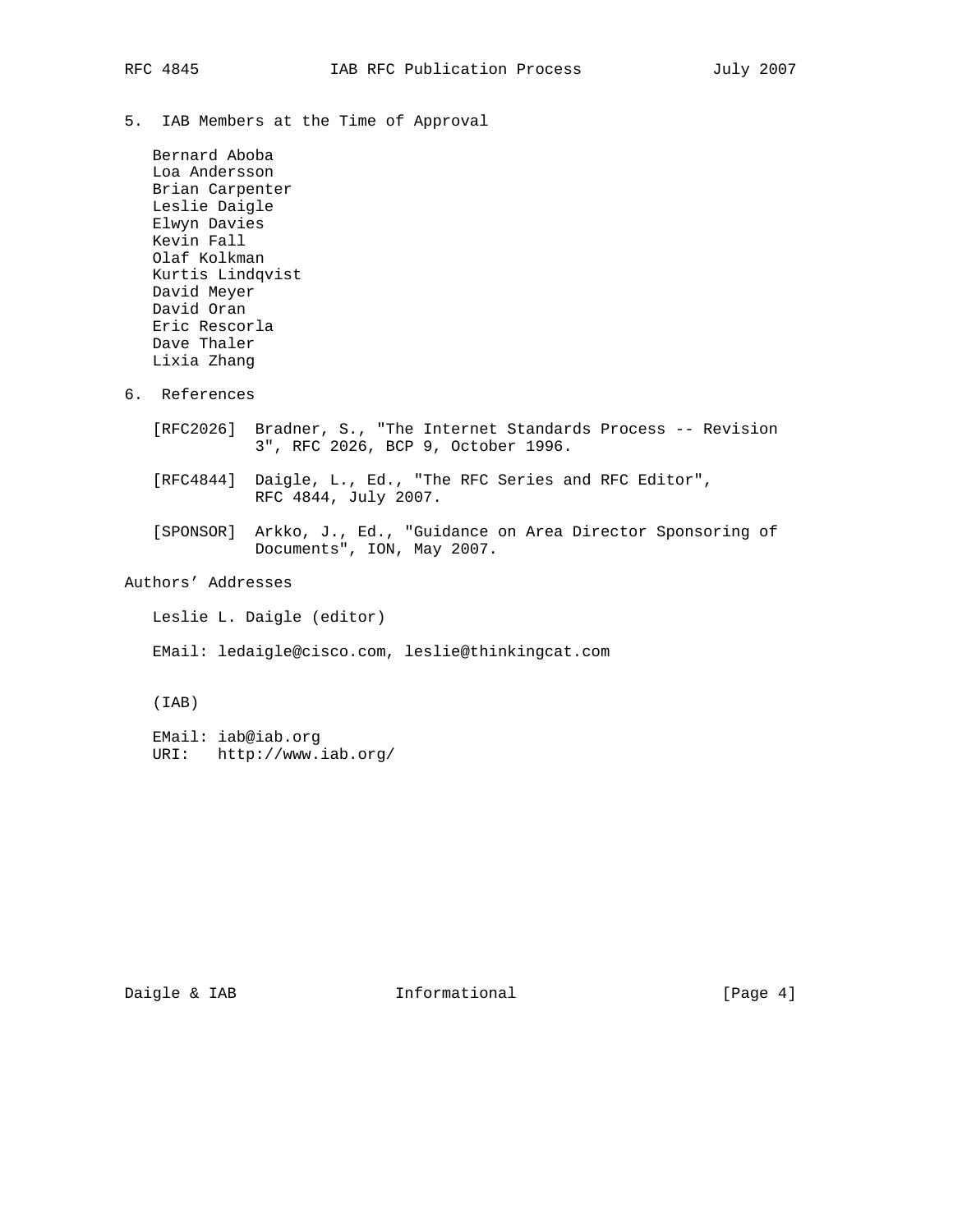## 5. IAB Members at the Time of Approval

Bernard Aboba
Loa Andersson
Brian Carpenter
Leslie Daigle
Elwyn Davies
Kevin Fall
Olaf Kolkman
Kurtis Lindqvist
David Meyer
David Oran
Eric Rescorla
Dave Thaler
Lixia Zhang

## 6. References

[RFC2026] Bradner, S., "The Internet Standards Process -- Revision 3", RFC 2026, BCP 9, October 1996.

[RFC4844] Daigle, L., Ed., "The RFC Series and RFC Editor", RFC 4844, July 2007.

[SPONSOR] Arkko, J., Ed., "Guidance on Area Director Sponsoring of Documents", ION, May 2007.

## Authors' Addresses

Leslie L. Daigle (editor)

EMail: ledaigle@cisco.com, leslie@thinkingcat.com

(IAB)

EMail: iab@iab.org
URI: http://www.iab.org/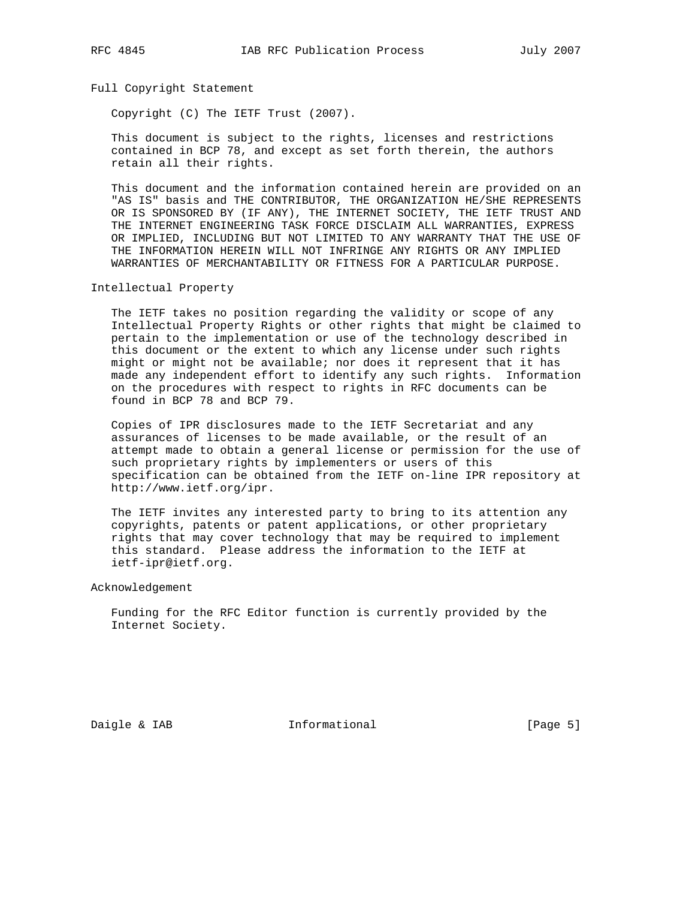## Full Copyright Statement

Copyright (C) The IETF Trust (2007).

This document is subject to the rights, licenses and restrictions contained in BCP 78, and except as set forth therein, the authors retain all their rights.

This document and the information contained herein are provided on an "AS IS" basis and THE CONTRIBUTOR, THE ORGANIZATION HE/SHE REPRESENTS OR IS SPONSORED BY (IF ANY), THE INTERNET SOCIETY, THE IETF TRUST AND THE INTERNET ENGINEERING TASK FORCE DISCLAIM ALL WARRANTIES, EXPRESS OR IMPLIED, INCLUDING BUT NOT LIMITED TO ANY WARRANTY THAT THE USE OF THE INFORMATION HEREIN WILL NOT INFRINGE ANY RIGHTS OR ANY IMPLIED WARRANTIES OF MERCHANTABILITY OR FITNESS FOR A PARTICULAR PURPOSE.

## Intellectual Property

The IETF takes no position regarding the validity or scope of any Intellectual Property Rights or other rights that might be claimed to pertain to the implementation or use of the technology described in this document or the extent to which any license under such rights might or might not be available; nor does it represent that it has made any independent effort to identify any such rights. Information on the procedures with respect to rights in RFC documents can be found in BCP 78 and BCP 79.

Copies of IPR disclosures made to the IETF Secretariat and any assurances of licenses to be made available, or the result of an attempt made to obtain a general license or permission for the use of such proprietary rights by implementers or users of this specification can be obtained from the IETF on-line IPR repository at http://www.ietf.org/ipr.

The IETF invites any interested party to bring to its attention any copyrights, patents or patent applications, or other proprietary rights that may cover technology that may be required to implement this standard. Please address the information to the IETF at ietf-ipr@ietf.org.

## Acknowledgement

Funding for the RFC Editor function is currently provided by the Internet Society.